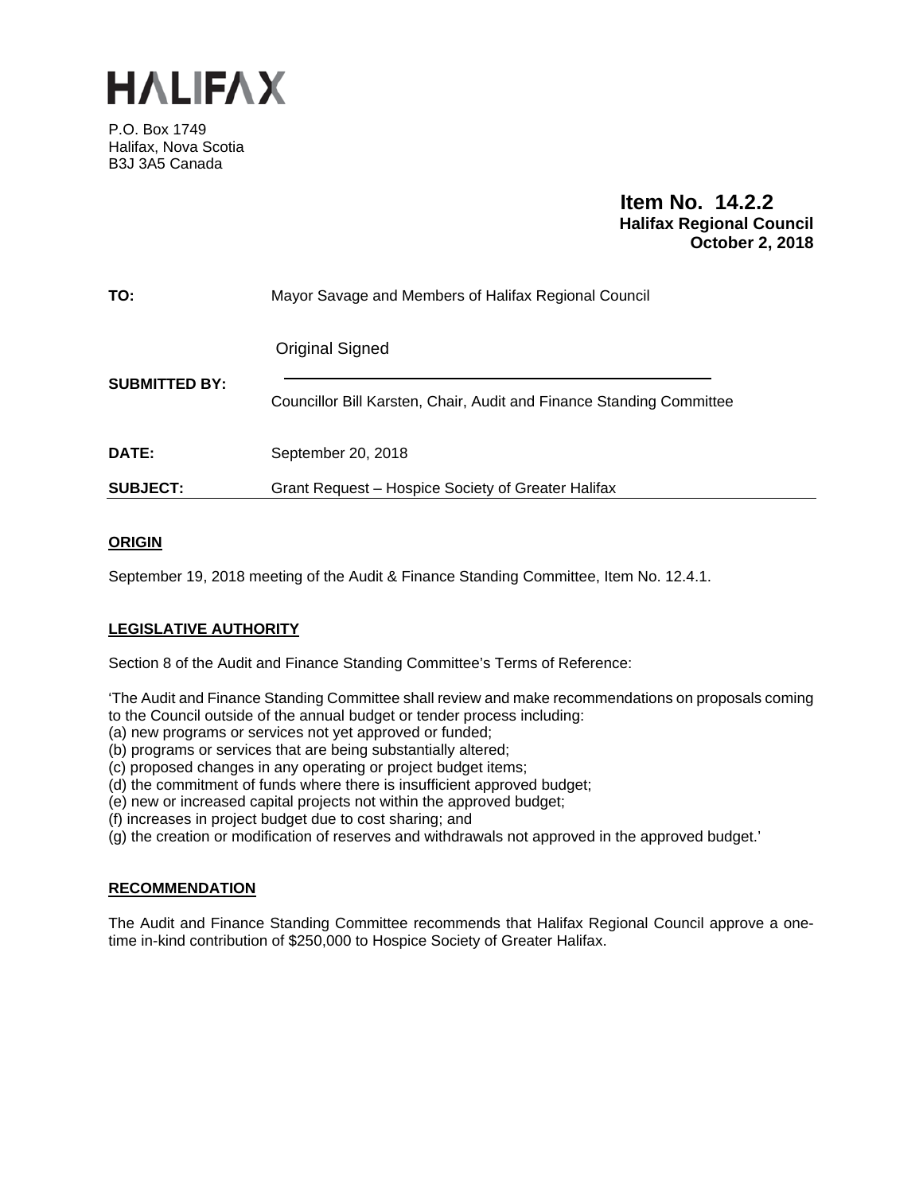# HALIFAX

P.O. Box 1749
Halifax, Nova Scotia
B3J 3A5 Canada

**Item No. 14.2.2**
**Halifax Regional Council**
**October 2, 2018**

| | |
|---|---|
| **TO:** | Mayor Savage and Members of Halifax Regional Council |
| **SUBMITTED BY:** | Original Signed<br>Councillor Bill Karsten, Chair, Audit and Finance Standing Committee |
| **DATE:** | September 20, 2018 |
| **SUBJECT:** | Grant Request – Hospice Society of Greater Halifax |

## ORIGIN

September 19, 2018 meeting of the Audit & Finance Standing Committee, Item No. 12.4.1.

## LEGISLATIVE AUTHORITY

Section 8 of the Audit and Finance Standing Committee's Terms of Reference:

'The Audit and Finance Standing Committee shall review and make recommendations on proposals coming to the Council outside of the annual budget or tender process including:
(a) new programs or services not yet approved or funded;
(b) programs or services that are being substantially altered;
(c) proposed changes in any operating or project budget items;
(d) the commitment of funds where there is insufficient approved budget;
(e) new or increased capital projects not within the approved budget;
(f) increases in project budget due to cost sharing; and
(g) the creation or modification of reserves and withdrawals not approved in the approved budget.'

## RECOMMENDATION

The Audit and Finance Standing Committee recommends that Halifax Regional Council approve a one-time in-kind contribution of $250,000 to Hospice Society of Greater Halifax.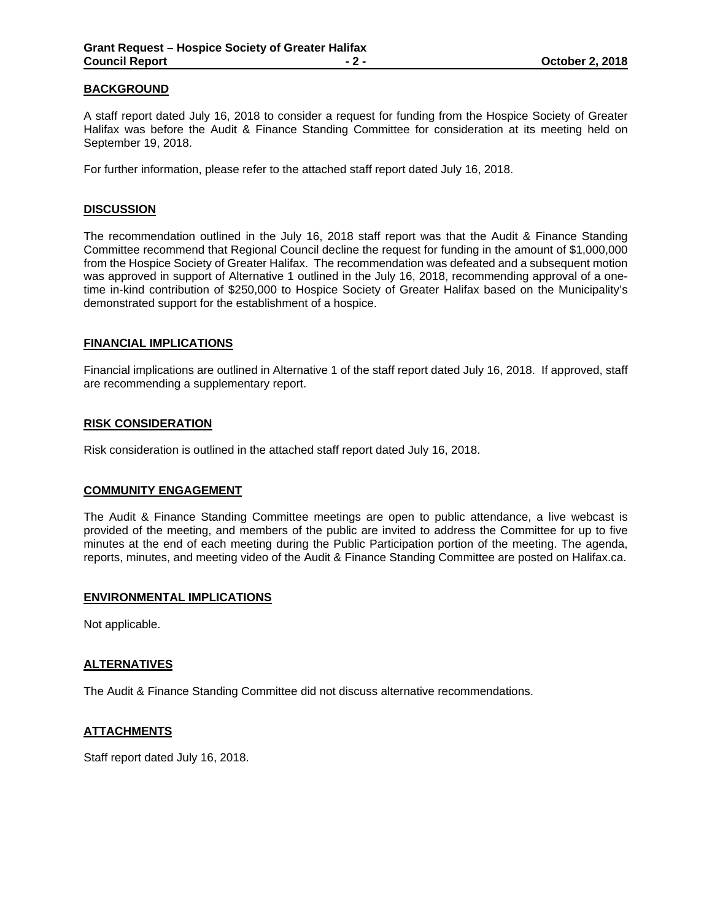## BACKGROUND

A staff report dated July 16, 2018 to consider a request for funding from the Hospice Society of Greater Halifax was before the Audit & Finance Standing Committee for consideration at its meeting held on September 19, 2018.

For further information, please refer to the attached staff report dated July 16, 2018.

## DISCUSSION

The recommendation outlined in the July 16, 2018 staff report was that the Audit & Finance Standing Committee recommend that Regional Council decline the request for funding in the amount of $1,000,000 from the Hospice Society of Greater Halifax. The recommendation was defeated and a subsequent motion was approved in support of Alternative 1 outlined in the July 16, 2018, recommending approval of a one-time in-kind contribution of $250,000 to Hospice Society of Greater Halifax based on the Municipality's demonstrated support for the establishment of a hospice.

## FINANCIAL IMPLICATIONS

Financial implications are outlined in Alternative 1 of the staff report dated July 16, 2018. If approved, staff are recommending a supplementary report.

## RISK CONSIDERATION

Risk consideration is outlined in the attached staff report dated July 16, 2018.

## COMMUNITY ENGAGEMENT

The Audit & Finance Standing Committee meetings are open to public attendance, a live webcast is provided of the meeting, and members of the public are invited to address the Committee for up to five minutes at the end of each meeting during the Public Participation portion of the meeting. The agenda, reports, minutes, and meeting video of the Audit & Finance Standing Committee are posted on Halifax.ca.

## ENVIRONMENTAL IMPLICATIONS

Not applicable.

## ALTERNATIVES

The Audit & Finance Standing Committee did not discuss alternative recommendations.

## ATTACHMENTS

Staff report dated July 16, 2018.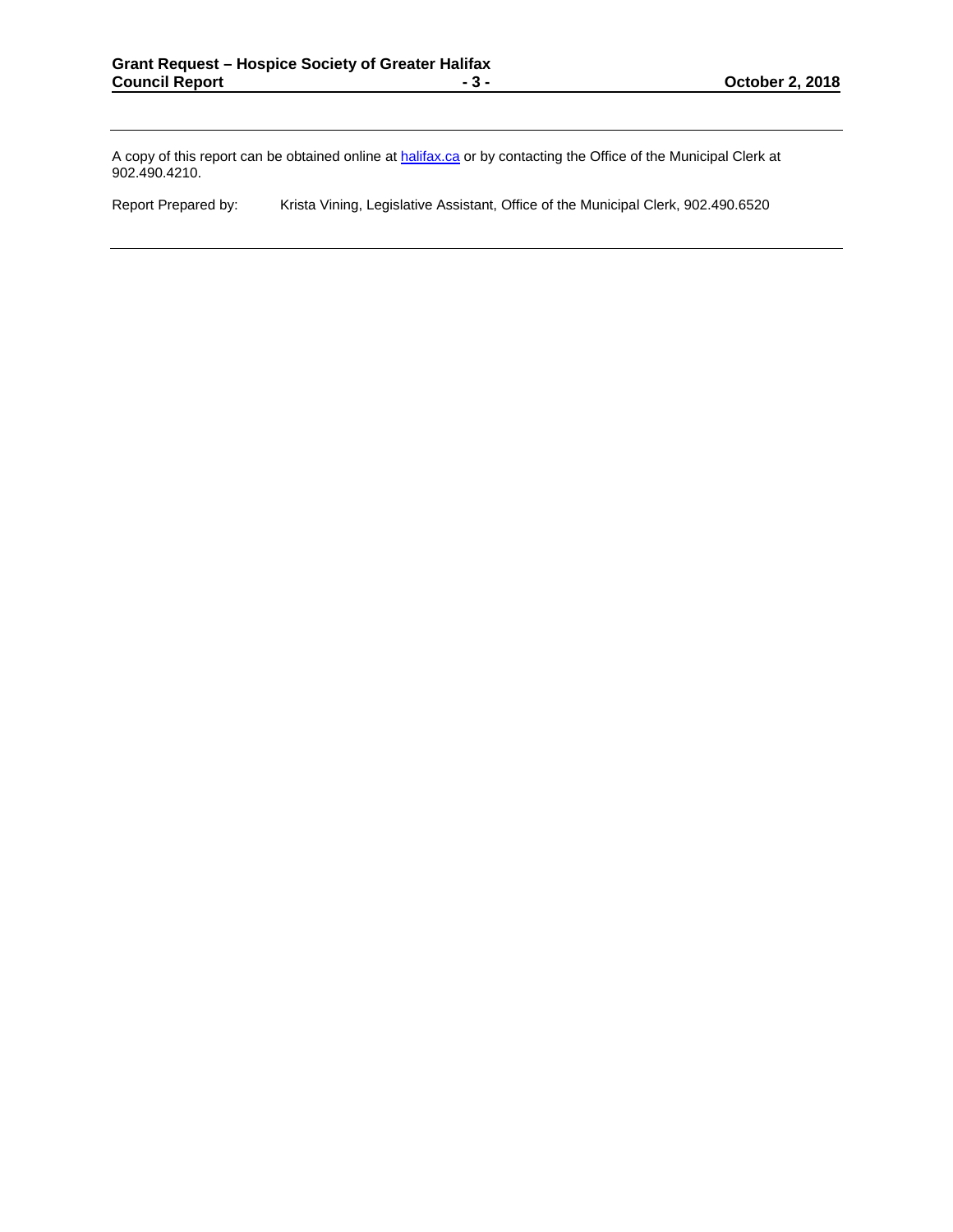---

A copy of this report can be obtained online at [halifax.ca](halifax.ca) or by contacting the Office of the Municipal Clerk at 902.490.4210.

Report Prepared by: Krista Vining, Legislative Assistant, Office of the Municipal Clerk, 902.490.6520

---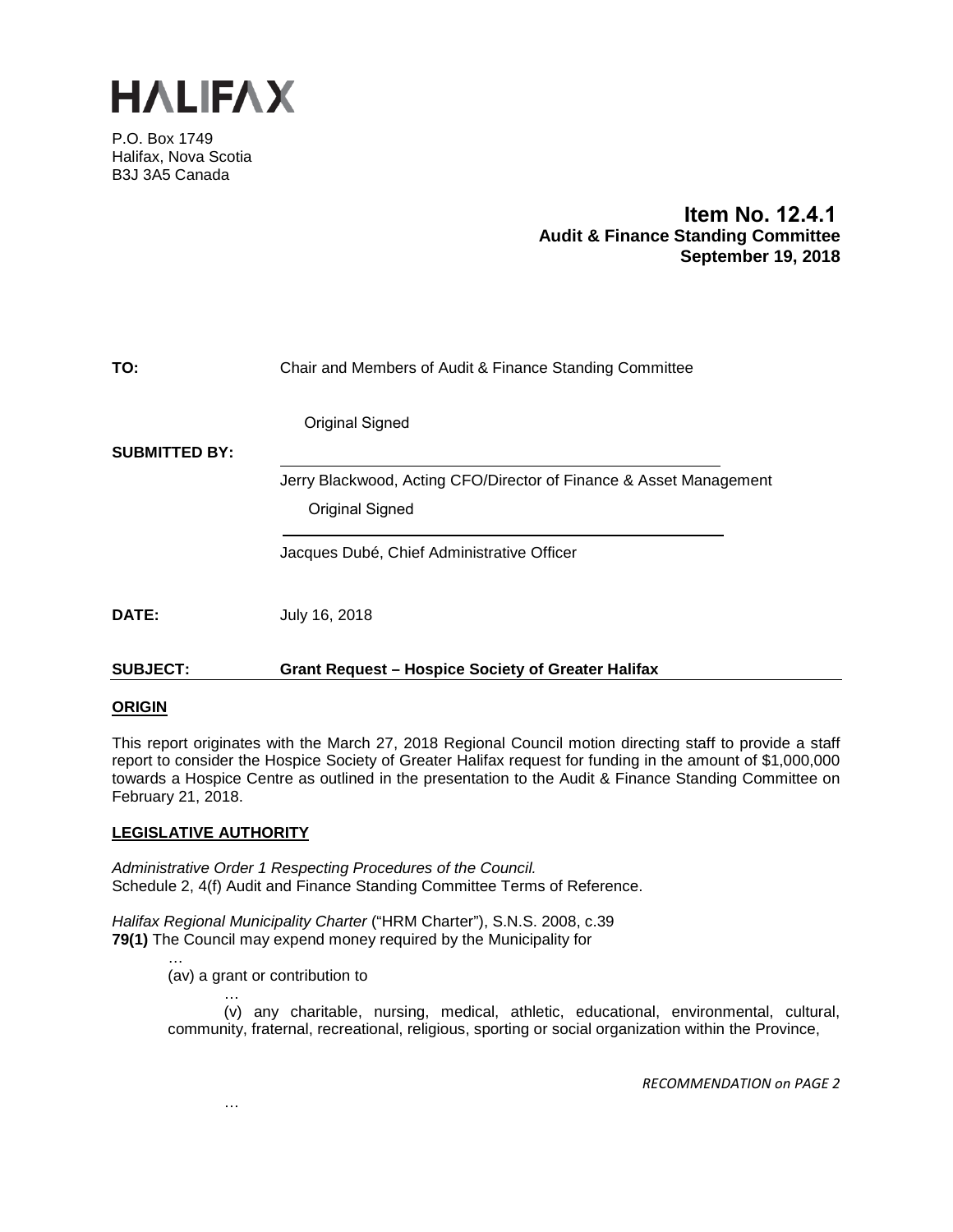# HALIFAX

P.O. Box 1749
Halifax, Nova Scotia
B3J 3A5 Canada

**Item No. 12.4.1**
**Audit & Finance Standing Committee**
**September 19, 2018**

**TO:** Chair and Members of Audit & Finance Standing Committee

Original Signed

**SUBMITTED BY:**

Jerry Blackwood, Acting CFO/Director of Finance & Asset Management

Original Signed

Jacques Dubé, Chief Administrative Officer

**DATE:** July 16, 2018

**SUBJECT:** **Grant Request – Hospice Society of Greater Halifax**

## ORIGIN

This report originates with the March 27, 2018 Regional Council motion directing staff to provide a staff report to consider the Hospice Society of Greater Halifax request for funding in the amount of $1,000,000 towards a Hospice Centre as outlined in the presentation to the Audit & Finance Standing Committee on February 21, 2018.

## LEGISLATIVE AUTHORITY

*Administrative Order 1 Respecting Procedures of the Council.*
Schedule 2, 4(f) Audit and Finance Standing Committee Terms of Reference.

*Halifax Regional Municipality Charter* ("HRM Charter"), S.N.S. 2008, c.39
**79(1)** The Council may expend money required by the Municipality for

…
(av) a grant or contribution to

…
(v) any charitable, nursing, medical, athletic, educational, environmental, cultural, community, fraternal, recreational, religious, sporting or social organization within the Province,

*RECOMMENDATION on PAGE 2*

…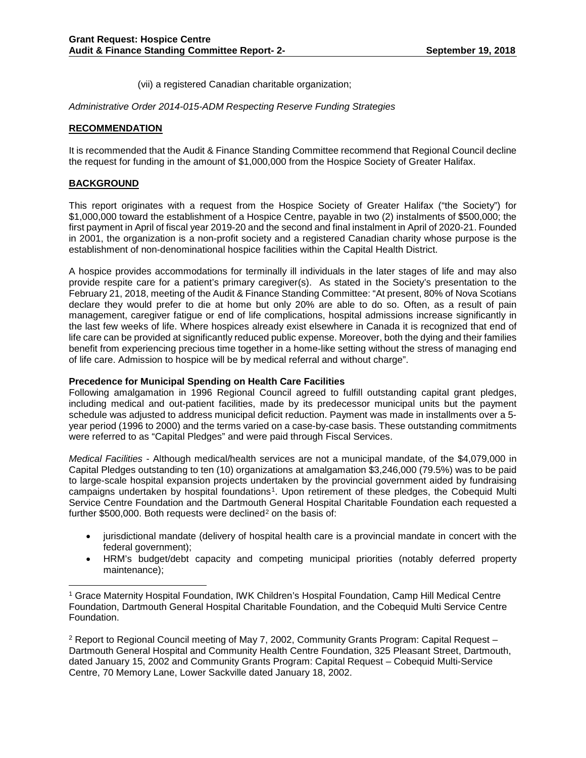(vii) a registered Canadian charitable organization;

*Administrative Order 2014-015-ADM Respecting Reserve Funding Strategies*

## RECOMMENDATION

It is recommended that the Audit & Finance Standing Committee recommend that Regional Council decline the request for funding in the amount of $1,000,000 from the Hospice Society of Greater Halifax.

## BACKGROUND

This report originates with a request from the Hospice Society of Greater Halifax ("the Society") for $1,000,000 toward the establishment of a Hospice Centre, payable in two (2) instalments of $500,000; the first payment in April of fiscal year 2019-20 and the second and final instalment in April of 2020-21. Founded in 2001, the organization is a non-profit society and a registered Canadian charity whose purpose is the establishment of non-denominational hospice facilities within the Capital Health District.

A hospice provides accommodations for terminally ill individuals in the later stages of life and may also provide respite care for a patient's primary caregiver(s). As stated in the Society's presentation to the February 21, 2018, meeting of the Audit & Finance Standing Committee: "At present, 80% of Nova Scotians declare they would prefer to die at home but only 20% are able to do so. Often, as a result of pain management, caregiver fatigue or end of life complications, hospital admissions increase significantly in the last few weeks of life. Where hospices already exist elsewhere in Canada it is recognized that end of life care can be provided at significantly reduced public expense. Moreover, both the dying and their families benefit from experiencing precious time together in a home-like setting without the stress of managing end of life care. Admission to hospice will be by medical referral and without charge".

**Precedence for Municipal Spending on Health Care Facilities**

Following amalgamation in 1996 Regional Council agreed to fulfill outstanding capital grant pledges, including medical and out-patient facilities, made by its predecessor municipal units but the payment schedule was adjusted to address municipal deficit reduction. Payment was made in installments over a 5-year period (1996 to 2000) and the terms varied on a case-by-case basis. These outstanding commitments were referred to as "Capital Pledges" and were paid through Fiscal Services.

*Medical Facilities* - Although medical/health services are not a municipal mandate, of the $4,079,000 in Capital Pledges outstanding to ten (10) organizations at amalgamation $3,246,000 (79.5%) was to be paid to large-scale hospital expansion projects undertaken by the provincial government aided by fundraising campaigns undertaken by hospital foundations[1]. Upon retirement of these pledges, the Cobequid Multi Service Centre Foundation and the Dartmouth General Hospital Charitable Foundation each requested a further $500,000. Both requests were declined[2] on the basis of:

- jurisdictional mandate (delivery of hospital health care is a provincial mandate in concert with the federal government);
- HRM's budget/debt capacity and competing municipal priorities (notably deferred property maintenance);

[1] Grace Maternity Hospital Foundation, IWK Children's Hospital Foundation, Camp Hill Medical Centre Foundation, Dartmouth General Hospital Charitable Foundation, and the Cobequid Multi Service Centre Foundation.

[2] Report to Regional Council meeting of May 7, 2002, Community Grants Program: Capital Request – Dartmouth General Hospital and Community Health Centre Foundation, 325 Pleasant Street, Dartmouth, dated January 15, 2002 and Community Grants Program: Capital Request – Cobequid Multi-Service Centre, 70 Memory Lane, Lower Sackville dated January 18, 2002.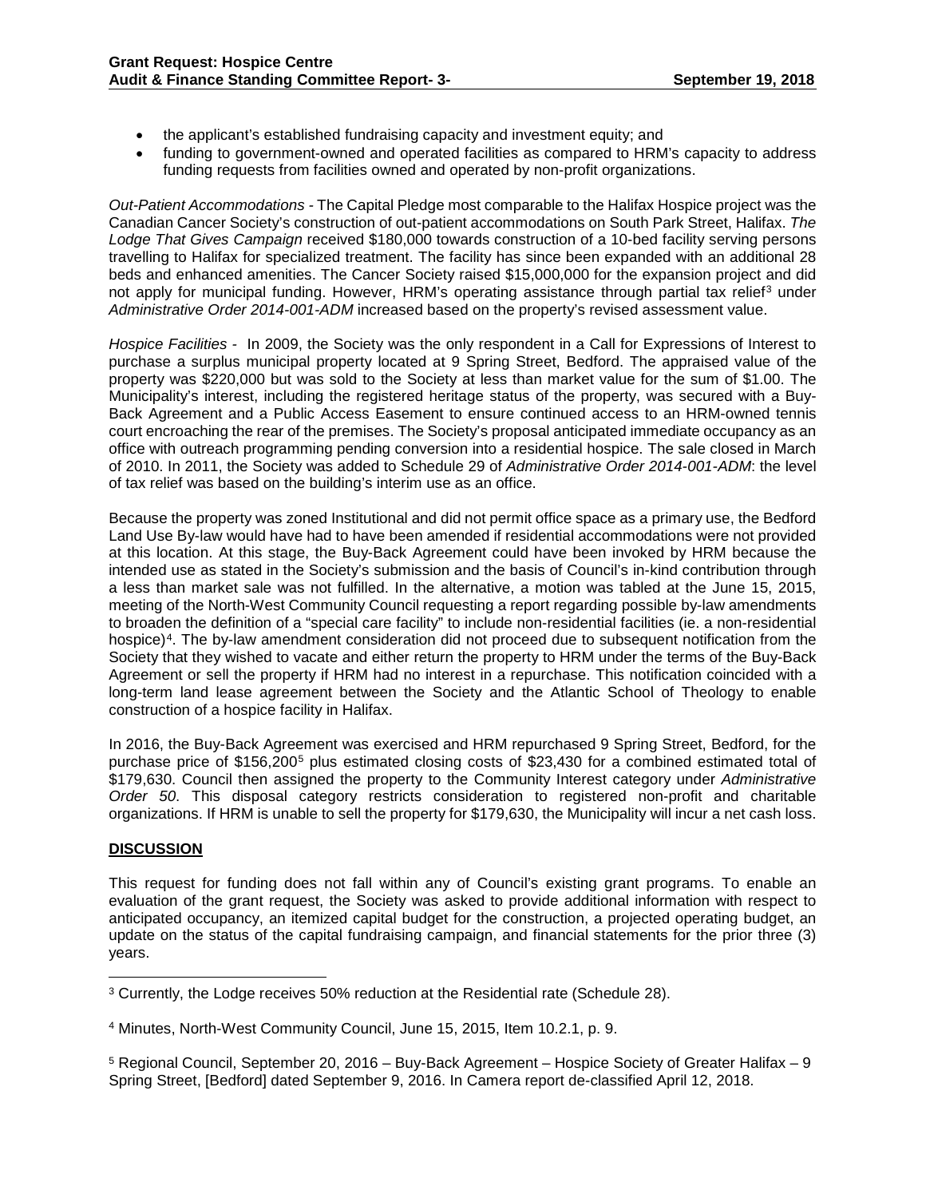- the applicant's established fundraising capacity and investment equity; and
- funding to government-owned and operated facilities as compared to HRM's capacity to address funding requests from facilities owned and operated by non-profit organizations.

*Out-Patient Accommodations* - The Capital Pledge most comparable to the Halifax Hospice project was the Canadian Cancer Society's construction of out-patient accommodations on South Park Street, Halifax. *The Lodge That Gives Campaign* received $180,000 towards construction of a 10-bed facility serving persons travelling to Halifax for specialized treatment. The facility has since been expanded with an additional 28 beds and enhanced amenities. The Cancer Society raised $15,000,000 for the expansion project and did not apply for municipal funding. However, HRM's operating assistance through partial tax relief[3] under *Administrative Order 2014-001-ADM* increased based on the property's revised assessment value.

*Hospice Facilities* - In 2009, the Society was the only respondent in a Call for Expressions of Interest to purchase a surplus municipal property located at 9 Spring Street, Bedford. The appraised value of the property was $220,000 but was sold to the Society at less than market value for the sum of $1.00. The Municipality's interest, including the registered heritage status of the property, was secured with a Buy-Back Agreement and a Public Access Easement to ensure continued access to an HRM-owned tennis court encroaching the rear of the premises. The Society's proposal anticipated immediate occupancy as an office with outreach programming pending conversion into a residential hospice. The sale closed in March of 2010. In 2011, the Society was added to Schedule 29 of *Administrative Order 2014-001-ADM*: the level of tax relief was based on the building's interim use as an office.

Because the property was zoned Institutional and did not permit office space as a primary use, the Bedford Land Use By-law would have had to have been amended if residential accommodations were not provided at this location. At this stage, the Buy-Back Agreement could have been invoked by HRM because the intended use as stated in the Society's submission and the basis of Council's in-kind contribution through a less than market sale was not fulfilled. In the alternative, a motion was tabled at the June 15, 2015, meeting of the North-West Community Council requesting a report regarding possible by-law amendments to broaden the definition of a "special care facility" to include non-residential facilities (ie. a non-residential hospice)[4]. The by-law amendment consideration did not proceed due to subsequent notification from the Society that they wished to vacate and either return the property to HRM under the terms of the Buy-Back Agreement or sell the property if HRM had no interest in a repurchase. This notification coincided with a long-term land lease agreement between the Society and the Atlantic School of Theology to enable construction of a hospice facility in Halifax.

In 2016, the Buy-Back Agreement was exercised and HRM repurchased 9 Spring Street, Bedford, for the purchase price of $156,200[5] plus estimated closing costs of $23,430 for a combined estimated total of $179,630. Council then assigned the property to the Community Interest category under *Administrative Order 50*. This disposal category restricts consideration to registered non-profit and charitable organizations. If HRM is unable to sell the property for $179,630, the Municipality will incur a net cash loss.

## DISCUSSION

This request for funding does not fall within any of Council's existing grant programs. To enable an evaluation of the grant request, the Society was asked to provide additional information with respect to anticipated occupancy, an itemized capital budget for the construction, a projected operating budget, an update on the status of the capital fundraising campaign, and financial statements for the prior three (3) years.

---

[3] Currently, the Lodge receives 50% reduction at the Residential rate (Schedule 28).

[4] Minutes, North-West Community Council, June 15, 2015, Item 10.2.1, p. 9.

[5] Regional Council, September 20, 2016 – Buy-Back Agreement – Hospice Society of Greater Halifax – 9 Spring Street, [Bedford] dated September 9, 2016. In Camera report de-classified April 12, 2018.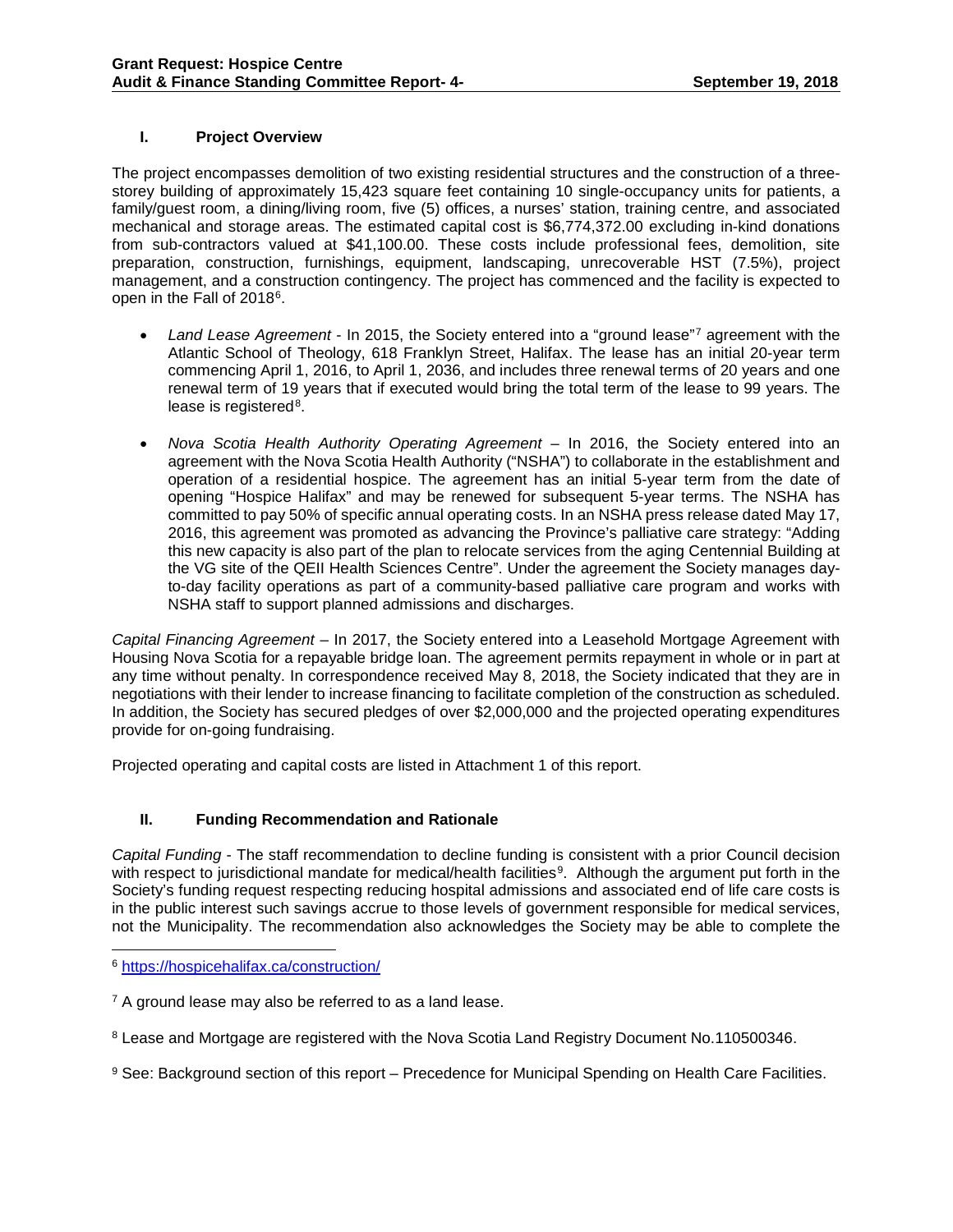## I. Project Overview

The project encompasses demolition of two existing residential structures and the construction of a three-storey building of approximately 15,423 square feet containing 10 single-occupancy units for patients, a family/guest room, a dining/living room, five (5) offices, a nurses' station, training centre, and associated mechanical and storage areas. The estimated capital cost is $6,774,372.00 excluding in-kind donations from sub-contractors valued at $41,100.00. These costs include professional fees, demolition, site preparation, construction, furnishings, equipment, landscaping, unrecoverable HST (7.5%), project management, and a construction contingency. The project has commenced and the facility is expected to open in the Fall of 2018[6].

- *Land Lease Agreement* - In 2015, the Society entered into a "ground lease"[7] agreement with the Atlantic School of Theology, 618 Franklyn Street, Halifax. The lease has an initial 20-year term commencing April 1, 2016, to April 1, 2036, and includes three renewal terms of 20 years and one renewal term of 19 years that if executed would bring the total term of the lease to 99 years. The lease is registered[8].
- *Nova Scotia Health Authority Operating Agreement* – In 2016, the Society entered into an agreement with the Nova Scotia Health Authority ("NSHA") to collaborate in the establishment and operation of a residential hospice. The agreement has an initial 5-year term from the date of opening "Hospice Halifax" and may be renewed for subsequent 5-year terms. The NSHA has committed to pay 50% of specific annual operating costs. In an NSHA press release dated May 17, 2016, this agreement was promoted as advancing the Province's palliative care strategy: "Adding this new capacity is also part of the plan to relocate services from the aging Centennial Building at the VG site of the QEII Health Sciences Centre". Under the agreement the Society manages day-to-day facility operations as part of a community-based palliative care program and works with NSHA staff to support planned admissions and discharges.

*Capital Financing Agreement* – In 2017, the Society entered into a Leasehold Mortgage Agreement with Housing Nova Scotia for a repayable bridge loan. The agreement permits repayment in whole or in part at any time without penalty. In correspondence received May 8, 2018, the Society indicated that they are in negotiations with their lender to increase financing to facilitate completion of the construction as scheduled. In addition, the Society has secured pledges of over $2,000,000 and the projected operating expenditures provide for on-going fundraising.

Projected operating and capital costs are listed in Attachment 1 of this report.

## II. Funding Recommendation and Rationale

*Capital Funding* - The staff recommendation to decline funding is consistent with a prior Council decision with respect to jurisdictional mandate for medical/health facilities[9]. Although the argument put forth in the Society's funding request respecting reducing hospital admissions and associated end of life care costs is in the public interest such savings accrue to those levels of government responsible for medical services, not the Municipality. The recommendation also acknowledges the Society may be able to complete the

---

[6] https://hospicehalifax.ca/construction/

[7] A ground lease may also be referred to as a land lease.

[8] Lease and Mortgage are registered with the Nova Scotia Land Registry Document No.110500346.

[9] See: Background section of this report – Precedence for Municipal Spending on Health Care Facilities.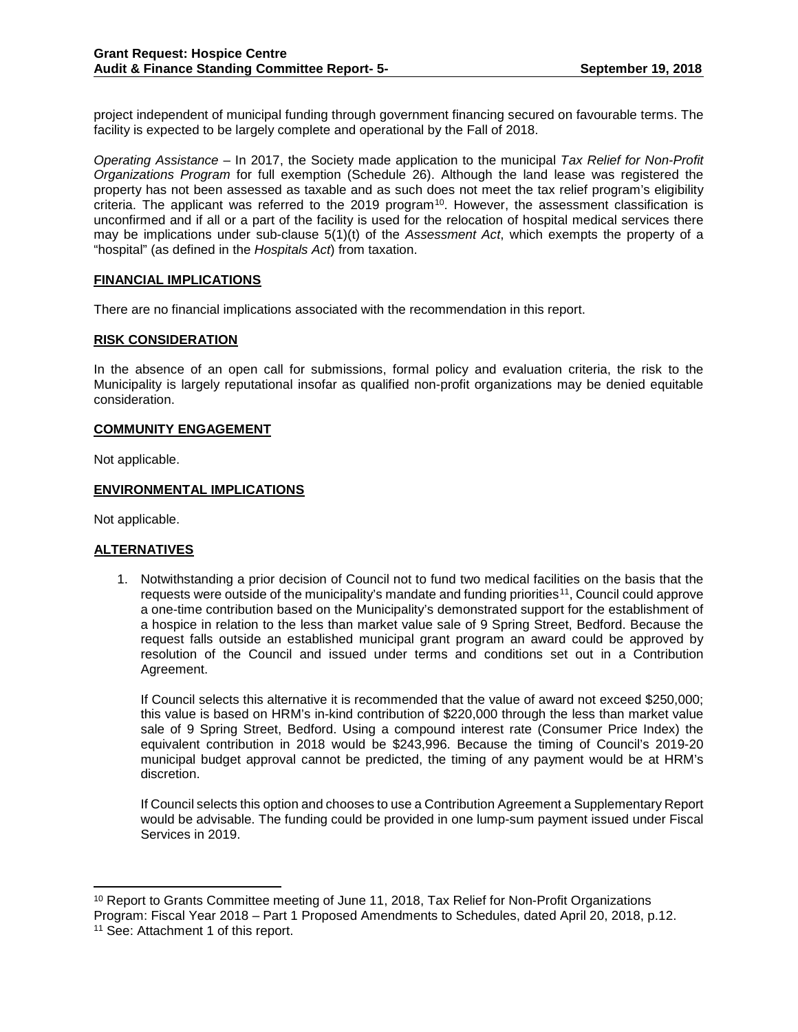project independent of municipal funding through government financing secured on favourable terms. The facility is expected to be largely complete and operational by the Fall of 2018.

*Operating Assistance* – In 2017, the Society made application to the municipal *Tax Relief for Non-Profit Organizations Program* for full exemption (Schedule 26). Although the land lease was registered the property has not been assessed as taxable and as such does not meet the tax relief program's eligibility criteria. The applicant was referred to the 2019 program[10]. However, the assessment classification is unconfirmed and if all or a part of the facility is used for the relocation of hospital medical services there may be implications under sub-clause 5(1)(t) of the *Assessment Act*, which exempts the property of a "hospital" (as defined in the *Hospitals Act*) from taxation.

## FINANCIAL IMPLICATIONS

There are no financial implications associated with the recommendation in this report.

## RISK CONSIDERATION

In the absence of an open call for submissions, formal policy and evaluation criteria, the risk to the Municipality is largely reputational insofar as qualified non-profit organizations may be denied equitable consideration.

## COMMUNITY ENGAGEMENT

Not applicable.

## ENVIRONMENTAL IMPLICATIONS

Not applicable.

## ALTERNATIVES

1. Notwithstanding a prior decision of Council not to fund two medical facilities on the basis that the requests were outside of the municipality's mandate and funding priorities[11], Council could approve a one-time contribution based on the Municipality's demonstrated support for the establishment of a hospice in relation to the less than market value sale of 9 Spring Street, Bedford. Because the request falls outside an established municipal grant program an award could be approved by resolution of the Council and issued under terms and conditions set out in a Contribution Agreement.

   If Council selects this alternative it is recommended that the value of award not exceed $250,000; this value is based on HRM's in-kind contribution of $220,000 through the less than market value sale of 9 Spring Street, Bedford. Using a compound interest rate (Consumer Price Index) the equivalent contribution in 2018 would be $243,996. Because the timing of Council's 2019-20 municipal budget approval cannot be predicted, the timing of any payment would be at HRM's discretion.

   If Council selects this option and chooses to use a Contribution Agreement a Supplementary Report would be advisable. The funding could be provided in one lump-sum payment issued under Fiscal Services in 2019.

---

[10] Report to Grants Committee meeting of June 11, 2018, Tax Relief for Non-Profit Organizations Program: Fiscal Year 2018 – Part 1 Proposed Amendments to Schedules, dated April 20, 2018, p.12.

[11] See: Attachment 1 of this report.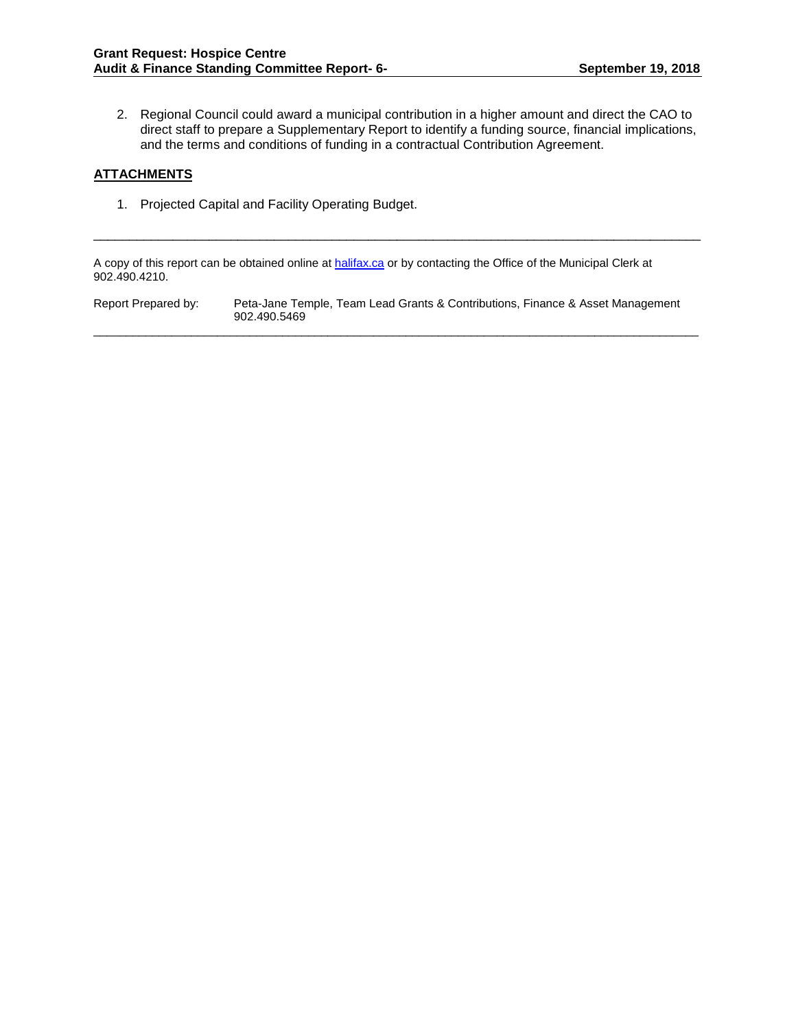2. Regional Council could award a municipal contribution in a higher amount and direct the CAO to direct staff to prepare a Supplementary Report to identify a funding source, financial implications, and the terms and conditions of funding in a contractual Contribution Agreement.

## ATTACHMENTS

1. Projected Capital and Facility Operating Budget.

---

A copy of this report can be obtained online at [halifax.ca](halifax.ca) or by contacting the Office of the Municipal Clerk at 902.490.4210.

Report Prepared by: Peta-Jane Temple, Team Lead Grants & Contributions, Finance & Asset Management 902.490.5469

---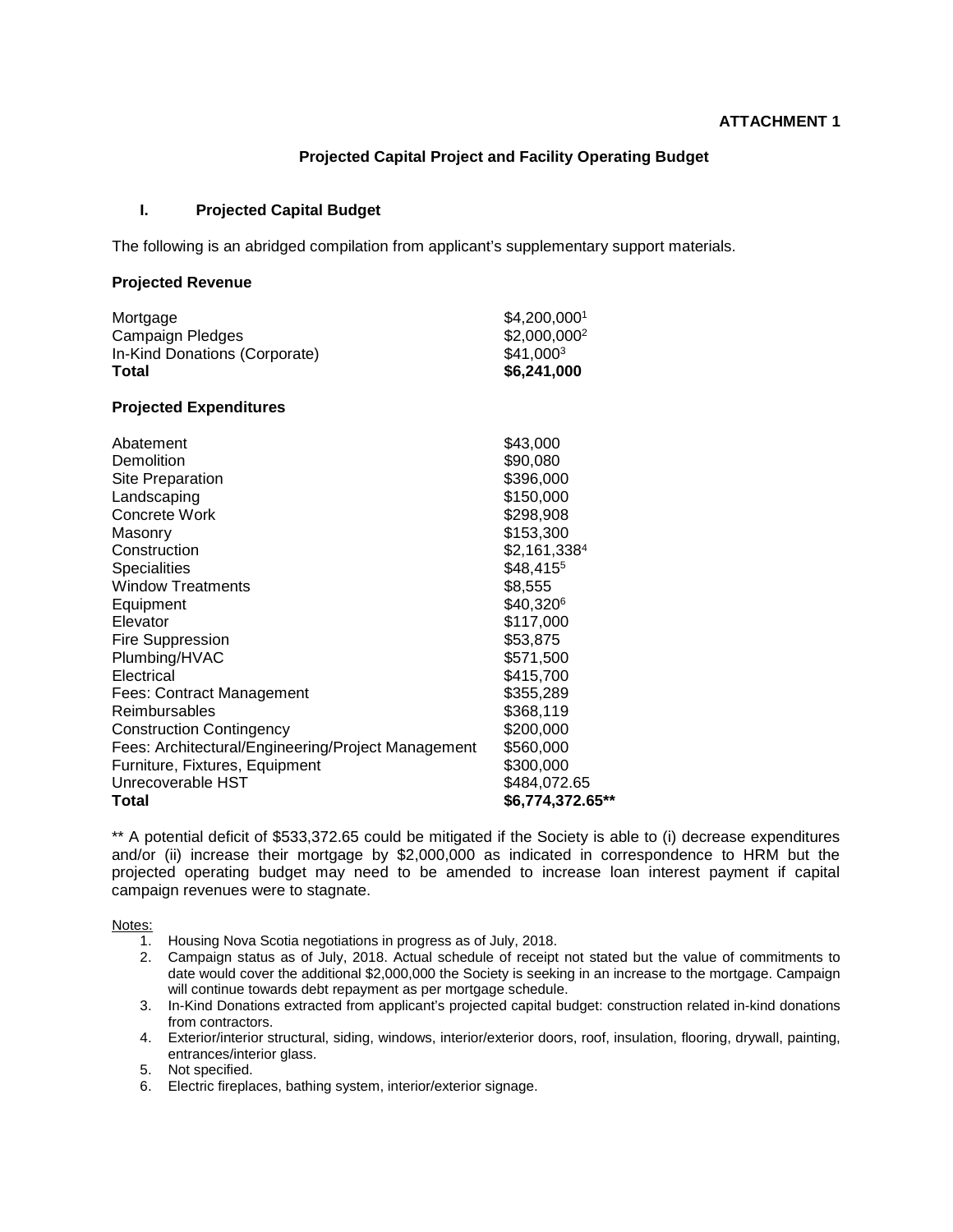**ATTACHMENT 1**

## Projected Capital Project and Facility Operating Budget

### I. Projected Capital Budget

The following is an abridged compilation from applicant's supplementary support materials.

**Projected Revenue**

| | |
|---|---|
| Mortgage | $4,200,000[1] |
| Campaign Pledges | $2,000,000[2] |
| In-Kind Donations (Corporate) | $41,000[3] |
| **Total** | **$6,241,000** |

**Projected Expenditures**

| | |
|---|---|
| Abatement | $43,000 |
| Demolition | $90,080 |
| Site Preparation | $396,000 |
| Landscaping | $150,000 |
| Concrete Work | $298,908 |
| Masonry | $153,300 |
| Construction | $2,161,338[4] |
| Specialities | $48,415[5] |
| Window Treatments | $8,555 |
| Equipment | $40,320[6] |
| Elevator | $117,000 |
| Fire Suppression | $53,875 |
| Plumbing/HVAC | $571,500 |
| Electrical | $415,700 |
| Fees: Contract Management | $355,289 |
| Reimbursables | $368,119 |
| Construction Contingency | $200,000 |
| Fees: Architectural/Engineering/Project Management | $560,000 |
| Furniture, Fixtures, Equipment | $300,000 |
| Unrecoverable HST | $484,072.65 |
| **Total** | **$6,774,372.65**** |

** A potential deficit of $533,372.65 could be mitigated if the Society is able to (i) decrease expenditures and/or (ii) increase their mortgage by $2,000,000 as indicated in correspondence to HRM but the projected operating budget may need to be amended to increase loan interest payment if capital campaign revenues were to stagnate.

Notes:

1. Housing Nova Scotia negotiations in progress as of July, 2018.
2. Campaign status as of July, 2018. Actual schedule of receipt not stated but the value of commitments to date would cover the additional $2,000,000 the Society is seeking in an increase to the mortgage. Campaign will continue towards debt repayment as per mortgage schedule.
3. In-Kind Donations extracted from applicant's projected capital budget: construction related in-kind donations from contractors.
4. Exterior/interior structural, siding, windows, interior/exterior doors, roof, insulation, flooring, drywall, painting, entrances/interior glass.
5. Not specified.
6. Electric fireplaces, bathing system, interior/exterior signage.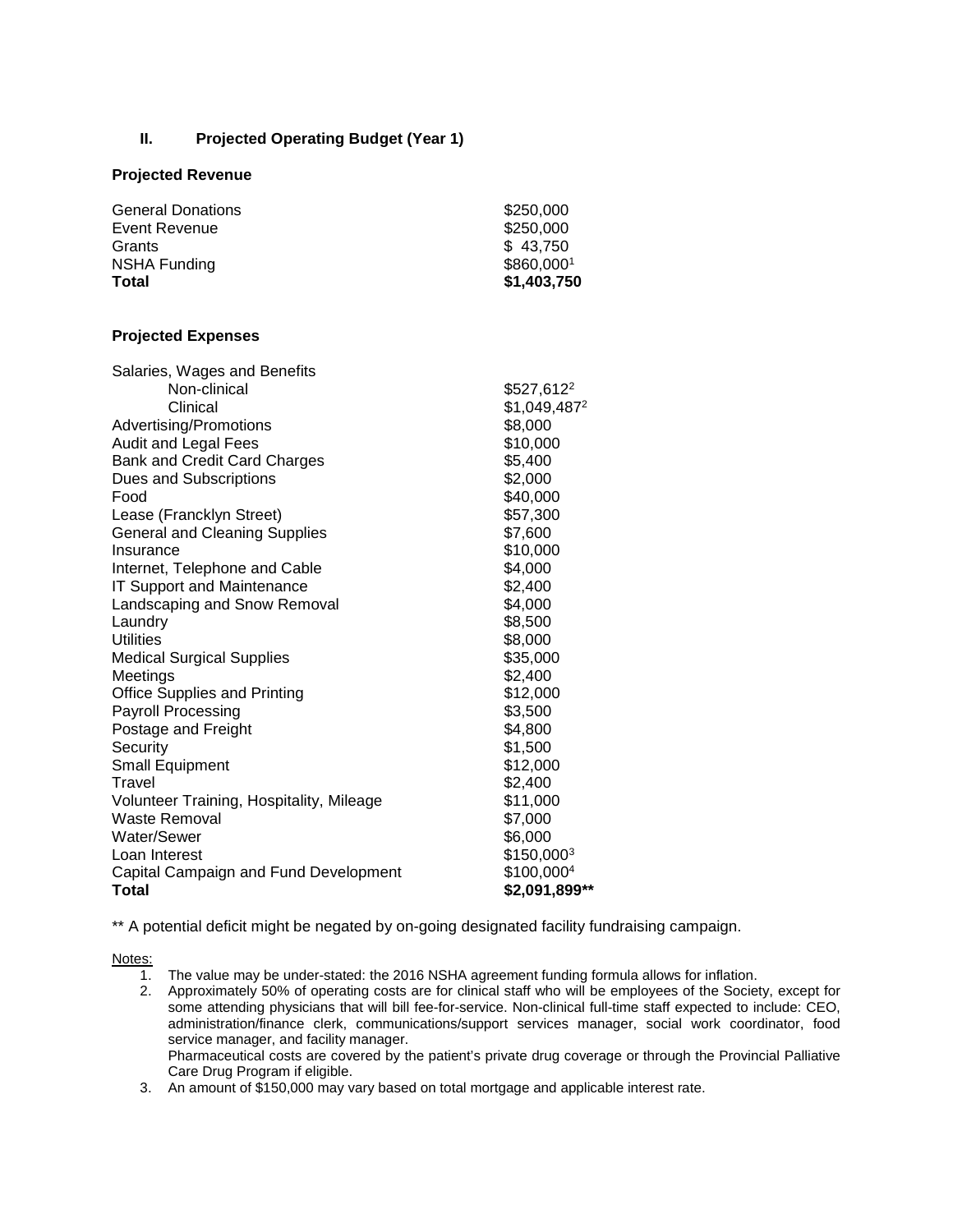## II. Projected Operating Budget (Year 1)

**Projected Revenue**

| | |
|---|---|
| General Donations | $250,000 |
| Event Revenue | $250,000 |
| Grants | $ 43,750 |
| NSHA Funding | $860,000[1] |
| **Total** | **$1,403,750** |

**Projected Expenses**

| | |
|---|---|
| Salaries, Wages and Benefits | |
| Non-clinical | $527,612[2] |
| Clinical | $1,049,487[2] |
| Advertising/Promotions | $8,000 |
| Audit and Legal Fees | $10,000 |
| Bank and Credit Card Charges | $5,400 |
| Dues and Subscriptions | $2,000 |
| Food | $40,000 |
| Lease (Francklyn Street) | $57,300 |
| General and Cleaning Supplies | $7,600 |
| Insurance | $10,000 |
| Internet, Telephone and Cable | $4,000 |
| IT Support and Maintenance | $2,400 |
| Landscaping and Snow Removal | $4,000 |
| Laundry | $8,500 |
| Utilities | $8,000 |
| Medical Surgical Supplies | $35,000 |
| Meetings | $2,400 |
| Office Supplies and Printing | $12,000 |
| Payroll Processing | $3,500 |
| Postage and Freight | $4,800 |
| Security | $1,500 |
| Small Equipment | $12,000 |
| Travel | $2,400 |
| Volunteer Training, Hospitality, Mileage | $11,000 |
| Waste Removal | $7,000 |
| Water/Sewer | $6,000 |
| Loan Interest | $150,000[3] |
| Capital Campaign and Fund Development | $100,000[4] |
| **Total** | **$2,091,899**** |

** A potential deficit might be negated by on-going designated facility fundraising campaign.

Notes:

1. The value may be under-stated: the 2016 NSHA agreement funding formula allows for inflation.
2. Approximately 50% of operating costs are for clinical staff who will be employees of the Society, except for some attending physicians that will bill fee-for-service. Non-clinical full-time staff expected to include: CEO, administration/finance clerk, communications/support services manager, social work coordinator, food service manager, and facility manager.
   Pharmaceutical costs are covered by the patient's private drug coverage or through the Provincial Palliative Care Drug Program if eligible.
3. An amount of $150,000 may vary based on total mortgage and applicable interest rate.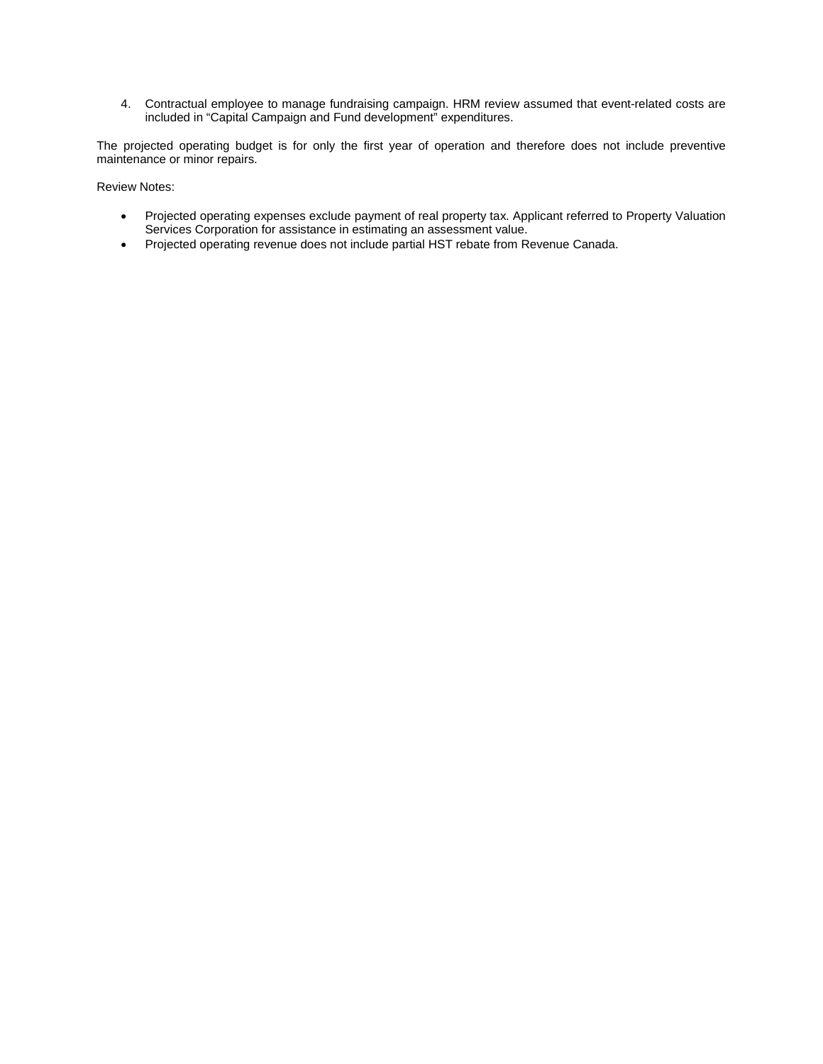4. Contractual employee to manage fundraising campaign. HRM review assumed that event-related costs are included in "Capital Campaign and Fund development" expenditures.

The projected operating budget is for only the first year of operation and therefore does not include preventive maintenance or minor repairs.

Review Notes:

- Projected operating expenses exclude payment of real property tax. Applicant referred to Property Valuation Services Corporation for assistance in estimating an assessment value.
- Projected operating revenue does not include partial HST rebate from Revenue Canada.